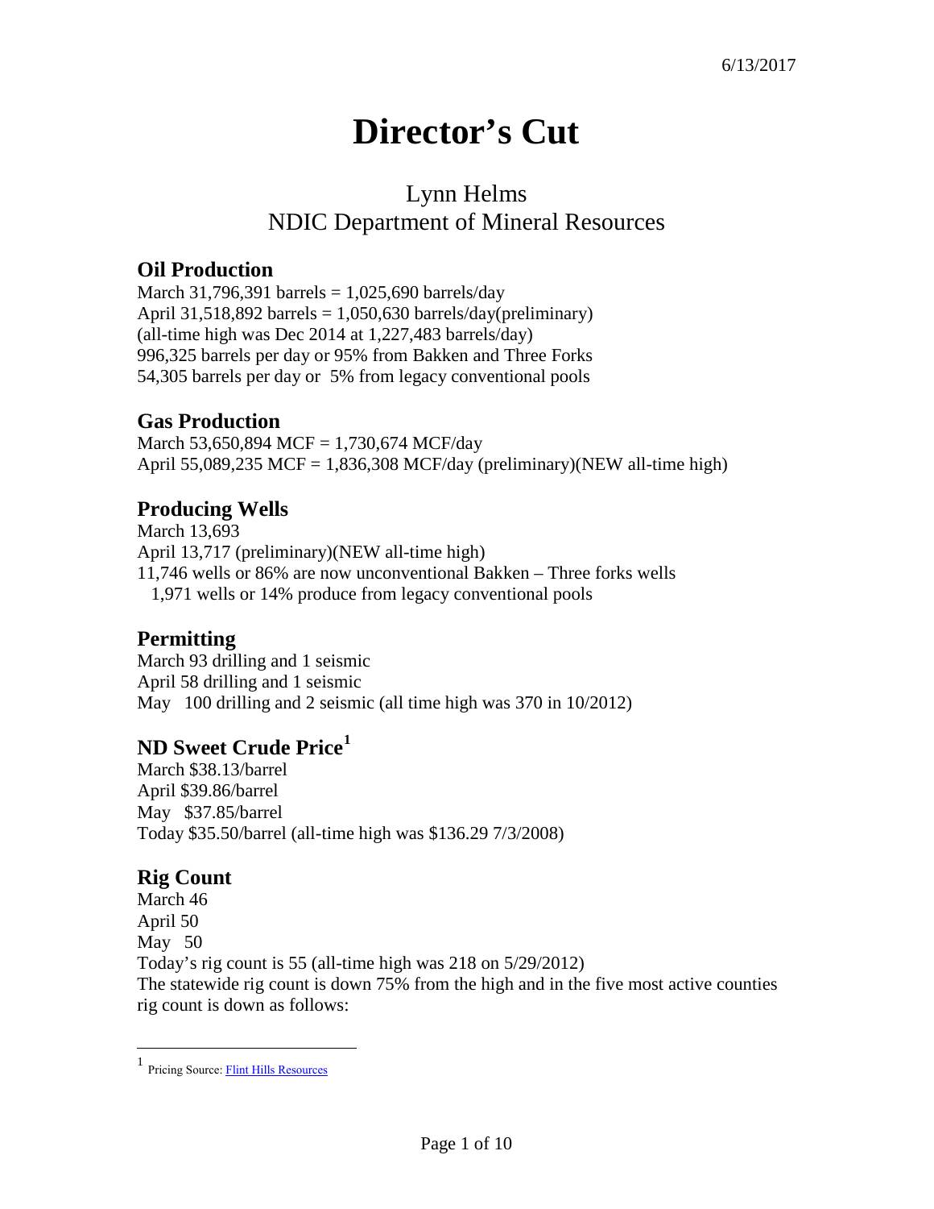6/13/2017

# Director's Cut

## Lynn Helms
## NDIC Department of Mineral Resources

### Oil Production

March 31,796,391 barrels = 1,025,690 barrels/day
April 31,518,892 barrels = 1,050,630 barrels/day(preliminary)
(all-time high was Dec 2014 at 1,227,483 barrels/day)
996,325 barrels per day or 95% from Bakken and Three Forks
54,305 barrels per day or 5% from legacy conventional pools

### Gas Production

March 53,650,894 MCF = 1,730,674 MCF/day
April 55,089,235 MCF = 1,836,308 MCF/day (preliminary)(NEW all-time high)

### Producing Wells

March 13,693
April 13,717 (preliminary)(NEW all-time high)
11,746 wells or 86% are now unconventional Bakken – Three forks wells
1,971 wells or 14% produce from legacy conventional pools

### Permitting

March 93 drilling and 1 seismic
April 58 drilling and 1 seismic
May 100 drilling and 2 seismic (all time high was 370 in 10/2012)

### ND Sweet Crude Price[1]

March $38.13/barrel
April $39.86/barrel
May $37.85/barrel
Today $35.50/barrel (all-time high was $136.29 7/3/2008)

### Rig Count

March 46
April 50
May 50
Today's rig count is 55 (all-time high was 218 on 5/29/2012)
The statewide rig count is down 75% from the high and in the five most active counties rig count is down as follows:

[1] Pricing Source: Flint Hills Resources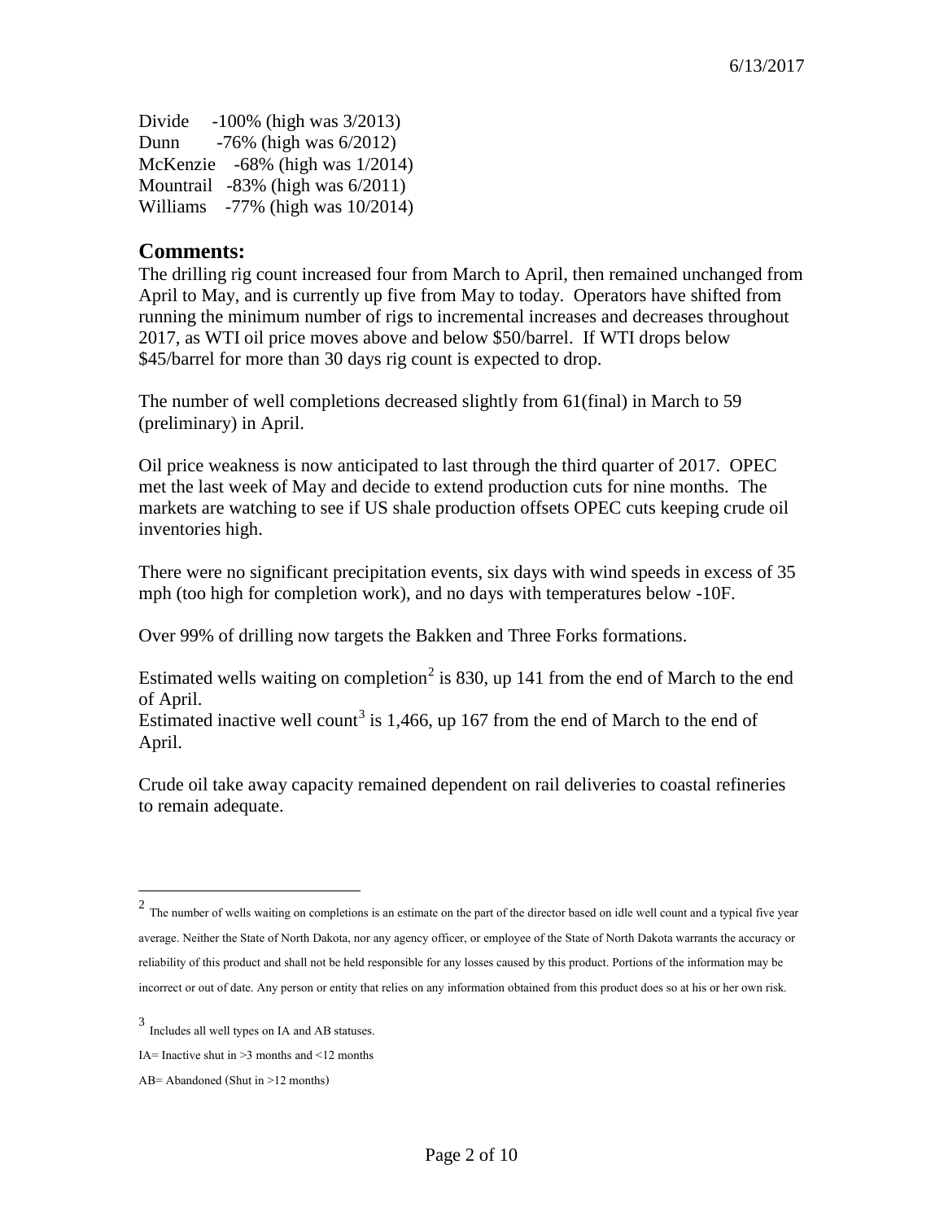Divide -100% (high was 3/2013)
Dunn -76% (high was 6/2012)
McKenzie -68% (high was 1/2014)
Mountrail -83% (high was 6/2011)
Williams -77% (high was 10/2014)

## Comments:

The drilling rig count increased four from March to April, then remained unchanged from April to May, and is currently up five from May to today. Operators have shifted from running the minimum number of rigs to incremental increases and decreases throughout 2017, as WTI oil price moves above and below $50/barrel. If WTI drops below $45/barrel for more than 30 days rig count is expected to drop.

The number of well completions decreased slightly from 61(final) in March to 59 (preliminary) in April.

Oil price weakness is now anticipated to last through the third quarter of 2017. OPEC met the last week of May and decide to extend production cuts for nine months. The markets are watching to see if US shale production offsets OPEC cuts keeping crude oil inventories high.

There were no significant precipitation events, six days with wind speeds in excess of 35 mph (too high for completion work), and no days with temperatures below -10F.

Over 99% of drilling now targets the Bakken and Three Forks formations.

Estimated wells waiting on completion[2] is 830, up 141 from the end of March to the end of April.
Estimated inactive well count[3] is 1,466, up 167 from the end of March to the end of April.

Crude oil take away capacity remained dependent on rail deliveries to coastal refineries to remain adequate.

---

[2] The number of wells waiting on completions is an estimate on the part of the director based on idle well count and a typical five year average. Neither the State of North Dakota, nor any agency officer, or employee of the State of North Dakota warrants the accuracy or reliability of this product and shall not be held responsible for any losses caused by this product. Portions of the information may be incorrect or out of date. Any person or entity that relies on any information obtained from this product does so at his or her own risk.

[3] Includes all well types on IA and AB statuses.

IA= Inactive shut in >3 months and <12 months

AB= Abandoned (Shut in >12 months)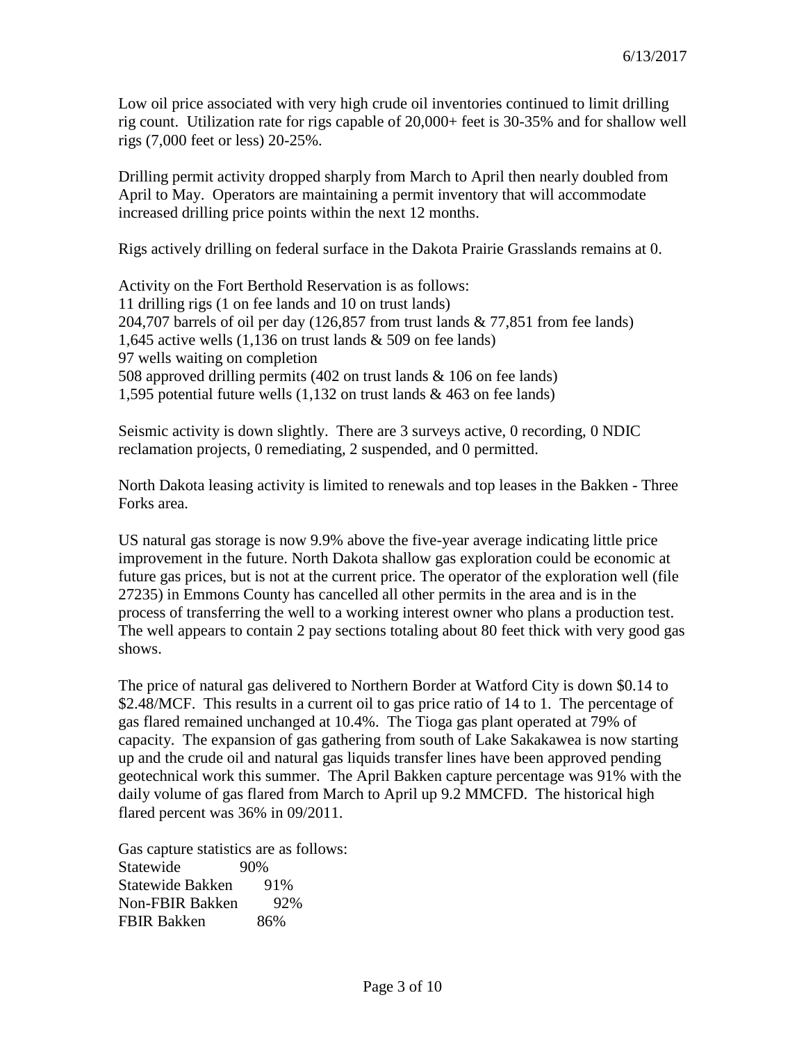6/13/2017

Low oil price associated with very high crude oil inventories continued to limit drilling rig count. Utilization rate for rigs capable of 20,000+ feet is 30-35% and for shallow well rigs (7,000 feet or less) 20-25%.

Drilling permit activity dropped sharply from March to April then nearly doubled from April to May. Operators are maintaining a permit inventory that will accommodate increased drilling price points within the next 12 months.

Rigs actively drilling on federal surface in the Dakota Prairie Grasslands remains at 0.

Activity on the Fort Berthold Reservation is as follows:
11 drilling rigs (1 on fee lands and 10 on trust lands)
204,707 barrels of oil per day (126,857 from trust lands & 77,851 from fee lands)
1,645 active wells (1,136 on trust lands & 509 on fee lands)
97 wells waiting on completion
508 approved drilling permits (402 on trust lands & 106 on fee lands)
1,595 potential future wells (1,132 on trust lands & 463 on fee lands)

Seismic activity is down slightly. There are 3 surveys active, 0 recording, 0 NDIC reclamation projects, 0 remediating, 2 suspended, and 0 permitted.

North Dakota leasing activity is limited to renewals and top leases in the Bakken - Three Forks area.

US natural gas storage is now 9.9% above the five-year average indicating little price improvement in the future. North Dakota shallow gas exploration could be economic at future gas prices, but is not at the current price. The operator of the exploration well (file 27235) in Emmons County has cancelled all other permits in the area and is in the process of transferring the well to a working interest owner who plans a production test. The well appears to contain 2 pay sections totaling about 80 feet thick with very good gas shows.

The price of natural gas delivered to Northern Border at Watford City is down $0.14 to $2.48/MCF. This results in a current oil to gas price ratio of 14 to 1. The percentage of gas flared remained unchanged at 10.4%. The Tioga gas plant operated at 79% of capacity. The expansion of gas gathering from south of Lake Sakakawea is now starting up and the crude oil and natural gas liquids transfer lines have been approved pending geotechnical work this summer. The April Bakken capture percentage was 91% with the daily volume of gas flared from March to April up 9.2 MMCFD. The historical high flared percent was 36% in 09/2011.

Gas capture statistics are as follows:

| | |
|---|---|
| Statewide | 90% |
| Statewide Bakken | 91% |
| Non-FBIR Bakken | 92% |
| FBIR Bakken | 86% |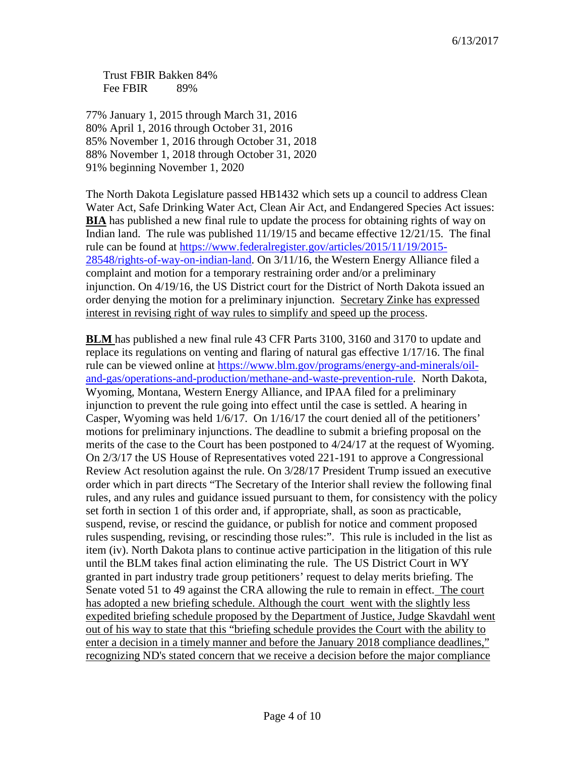Trust FBIR Bakken 84%
Fee FBIR 89%

77% January 1, 2015 through March 31, 2016
80% April 1, 2016 through October 31, 2016
85% November 1, 2016 through October 31, 2018
88% November 1, 2018 through October 31, 2020
91% beginning November 1, 2020

The North Dakota Legislature passed HB1432 which sets up a council to address Clean Water Act, Safe Drinking Water Act, Clean Air Act, and Endangered Species Act issues:
**BIA** has published a new final rule to update the process for obtaining rights of way on Indian land. The rule was published 11/19/15 and became effective 12/21/15. The final rule can be found at https://www.federalregister.gov/articles/2015/11/19/2015-28548/rights-of-way-on-indian-land. On 3/11/16, the Western Energy Alliance filed a complaint and motion for a temporary restraining order and/or a preliminary injunction. On 4/19/16, the US District court for the District of North Dakota issued an order denying the motion for a preliminary injunction. Secretary Zinke has expressed interest in revising right of way rules to simplify and speed up the process.

**BLM** has published a new final rule 43 CFR Parts 3100, 3160 and 3170 to update and replace its regulations on venting and flaring of natural gas effective 1/17/16. The final rule can be viewed online at https://www.blm.gov/programs/energy-and-minerals/oil-and-gas/operations-and-production/methane-and-waste-prevention-rule. North Dakota, Wyoming, Montana, Western Energy Alliance, and IPAA filed for a preliminary injunction to prevent the rule going into effect until the case is settled. A hearing in Casper, Wyoming was held 1/6/17. On 1/16/17 the court denied all of the petitioners' motions for preliminary injunctions. The deadline to submit a briefing proposal on the merits of the case to the Court has been postponed to 4/24/17 at the request of Wyoming. On 2/3/17 the US House of Representatives voted 221-191 to approve a Congressional Review Act resolution against the rule. On 3/28/17 President Trump issued an executive order which in part directs "The Secretary of the Interior shall review the following final rules, and any rules and guidance issued pursuant to them, for consistency with the policy set forth in section 1 of this order and, if appropriate, shall, as soon as practicable, suspend, revise, or rescind the guidance, or publish for notice and comment proposed rules suspending, revising, or rescinding those rules:". This rule is included in the list as item (iv). North Dakota plans to continue active participation in the litigation of this rule until the BLM takes final action eliminating the rule. The US District Court in WY granted in part industry trade group petitioners' request to delay merits briefing. The Senate voted 51 to 49 against the CRA allowing the rule to remain in effect. The court has adopted a new briefing schedule. Although the court went with the slightly less expedited briefing schedule proposed by the Department of Justice, Judge Skavdahl went out of his way to state that this "briefing schedule provides the Court with the ability to enter a decision in a timely manner and before the January 2018 compliance deadlines," recognizing ND's stated concern that we receive a decision before the major compliance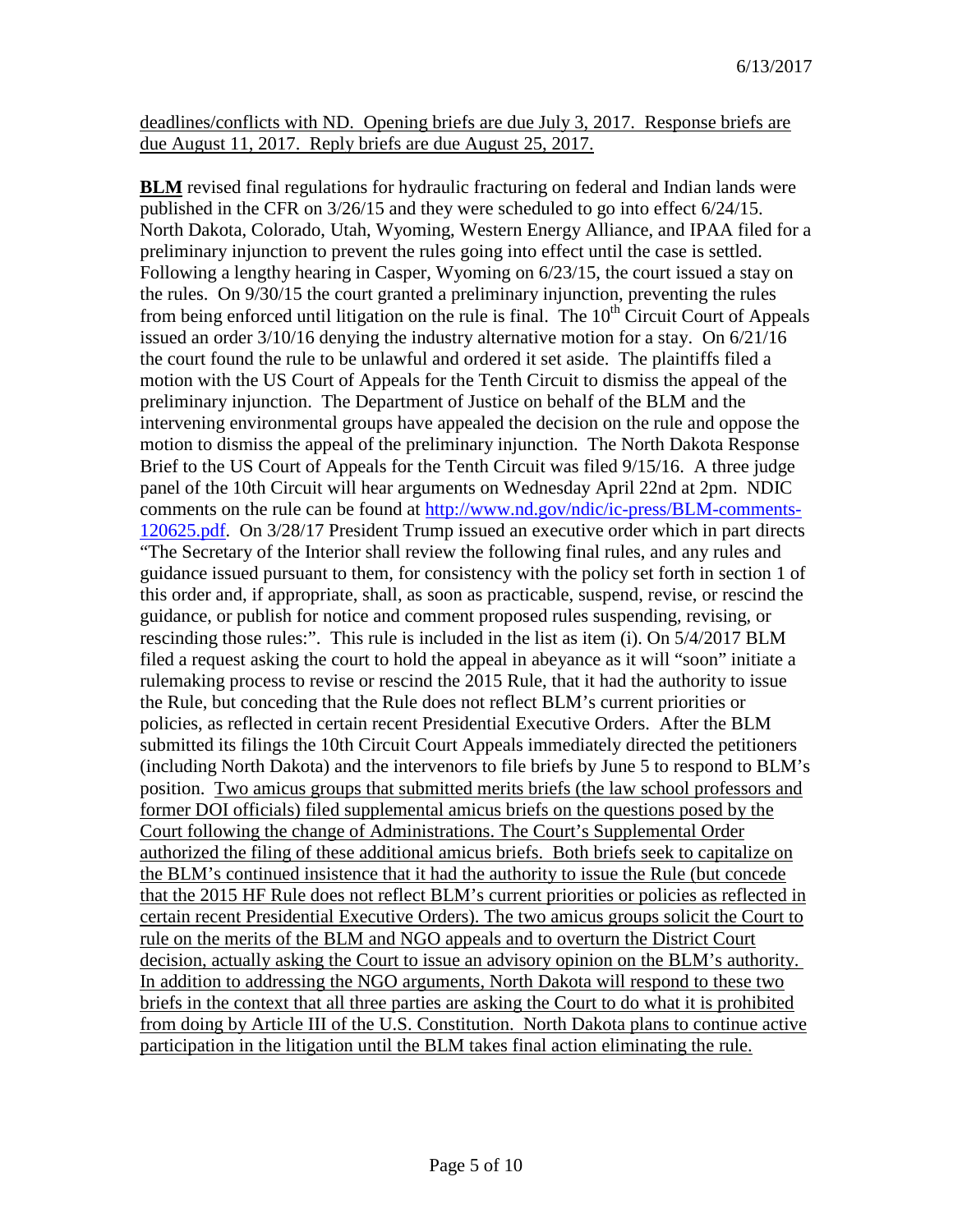deadlines/conflicts with ND. Opening briefs are due July 3, 2017. Response briefs are due August 11, 2017. Reply briefs are due August 25, 2017.

**BLM** revised final regulations for hydraulic fracturing on federal and Indian lands were published in the CFR on 3/26/15 and they were scheduled to go into effect 6/24/15. North Dakota, Colorado, Utah, Wyoming, Western Energy Alliance, and IPAA filed for a preliminary injunction to prevent the rules going into effect until the case is settled. Following a lengthy hearing in Casper, Wyoming on 6/23/15, the court issued a stay on the rules. On 9/30/15 the court granted a preliminary injunction, preventing the rules from being enforced until litigation on the rule is final. The 10th Circuit Court of Appeals issued an order 3/10/16 denying the industry alternative motion for a stay. On 6/21/16 the court found the rule to be unlawful and ordered it set aside. The plaintiffs filed a motion with the US Court of Appeals for the Tenth Circuit to dismiss the appeal of the preliminary injunction. The Department of Justice on behalf of the BLM and the intervening environmental groups have appealed the decision on the rule and oppose the motion to dismiss the appeal of the preliminary injunction. The North Dakota Response Brief to the US Court of Appeals for the Tenth Circuit was filed 9/15/16. A three judge panel of the 10th Circuit will hear arguments on Wednesday April 22nd at 2pm. NDIC comments on the rule can be found at [http://www.nd.gov/ndic/ic-press/BLM-comments-120625.pdf](http://www.nd.gov/ndic/ic-press/BLM-comments-120625.pdf). On 3/28/17 President Trump issued an executive order which in part directs "The Secretary of the Interior shall review the following final rules, and any rules and guidance issued pursuant to them, for consistency with the policy set forth in section 1 of this order and, if appropriate, shall, as soon as practicable, suspend, revise, or rescind the guidance, or publish for notice and comment proposed rules suspending, revising, or rescinding those rules:". This rule is included in the list as item (i). On 5/4/2017 BLM filed a request asking the court to hold the appeal in abeyance as it will "soon" initiate a rulemaking process to revise or rescind the 2015 Rule, that it had the authority to issue the Rule, but conceding that the Rule does not reflect BLM's current priorities or policies, as reflected in certain recent Presidential Executive Orders. After the BLM submitted its filings the 10th Circuit Court Appeals immediately directed the petitioners (including North Dakota) and the intervenors to file briefs by June 5 to respond to BLM's position. Two amicus groups that submitted merits briefs (the law school professors and former DOI officials) filed supplemental amicus briefs on the questions posed by the Court following the change of Administrations. The Court's Supplemental Order authorized the filing of these additional amicus briefs. Both briefs seek to capitalize on the BLM's continued insistence that it had the authority to issue the Rule (but concede that the 2015 HF Rule does not reflect BLM's current priorities or policies as reflected in certain recent Presidential Executive Orders). The two amicus groups solicit the Court to rule on the merits of the BLM and NGO appeals and to overturn the District Court decision, actually asking the Court to issue an advisory opinion on the BLM's authority. In addition to addressing the NGO arguments, North Dakota will respond to these two briefs in the context that all three parties are asking the Court to do what it is prohibited from doing by Article III of the U.S. Constitution. North Dakota plans to continue active participation in the litigation until the BLM takes final action eliminating the rule.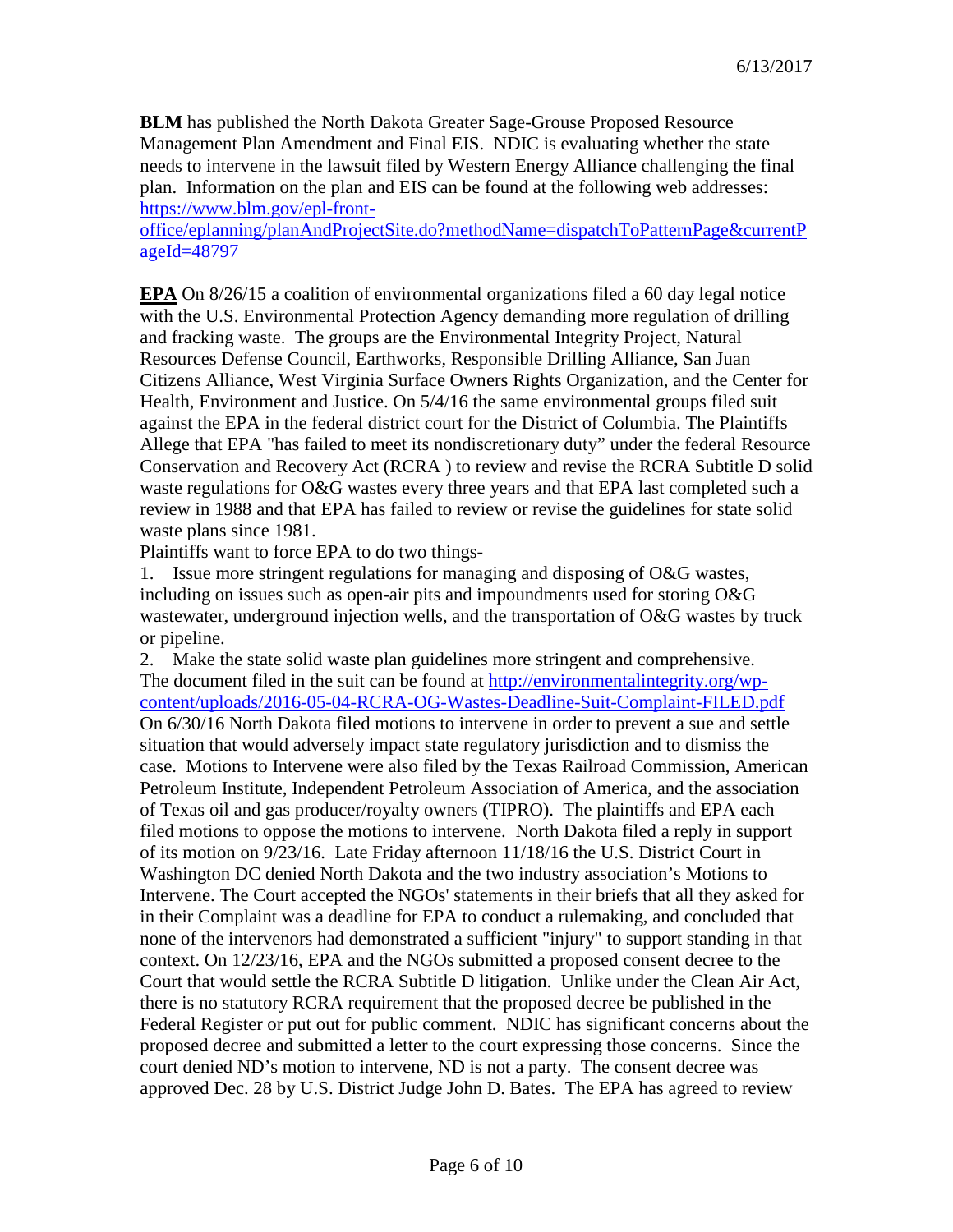**BLM** has published the North Dakota Greater Sage-Grouse Proposed Resource Management Plan Amendment and Final EIS. NDIC is evaluating whether the state needs to intervene in the lawsuit filed by Western Energy Alliance challenging the final plan. Information on the plan and EIS can be found at the following web addresses: [https://www.blm.gov/epl-front-office/eplanning/planAndProjectSite.do?methodName=dispatchToPatternPage&currentPageId=48797](https://www.blm.gov/epl-front-office/eplanning/planAndProjectSite.do?methodName=dispatchToPatternPage&currentPageId=48797)

**EPA** On 8/26/15 a coalition of environmental organizations filed a 60 day legal notice with the U.S. Environmental Protection Agency demanding more regulation of drilling and fracking waste. The groups are the Environmental Integrity Project, Natural Resources Defense Council, Earthworks, Responsible Drilling Alliance, San Juan Citizens Alliance, West Virginia Surface Owners Rights Organization, and the Center for Health, Environment and Justice. On 5/4/16 the same environmental groups filed suit against the EPA in the federal district court for the District of Columbia. The Plaintiffs Allege that EPA "has failed to meet its nondiscretionary duty" under the federal Resource Conservation and Recovery Act (RCRA ) to review and revise the RCRA Subtitle D solid waste regulations for O&G wastes every three years and that EPA last completed such a review in 1988 and that EPA has failed to review or revise the guidelines for state solid waste plans since 1981.

Plaintiffs want to force EPA to do two things-

1. Issue more stringent regulations for managing and disposing of O&G wastes, including on issues such as open-air pits and impoundments used for storing O&G wastewater, underground injection wells, and the transportation of O&G wastes by truck or pipeline.
2. Make the state solid waste plan guidelines more stringent and comprehensive.

The document filed in the suit can be found at [http://environmentalintegrity.org/wp-content/uploads/2016-05-04-RCRA-OG-Wastes-Deadline-Suit-Complaint-FILED.pdf](http://environmentalintegrity.org/wp-content/uploads/2016-05-04-RCRA-OG-Wastes-Deadline-Suit-Complaint-FILED.pdf)
On 6/30/16 North Dakota filed motions to intervene in order to prevent a sue and settle situation that would adversely impact state regulatory jurisdiction and to dismiss the case. Motions to Intervene were also filed by the Texas Railroad Commission, American Petroleum Institute, Independent Petroleum Association of America, and the association of Texas oil and gas producer/royalty owners (TIPRO). The plaintiffs and EPA each filed motions to oppose the motions to intervene. North Dakota filed a reply in support of its motion on 9/23/16. Late Friday afternoon 11/18/16 the U.S. District Court in Washington DC denied North Dakota and the two industry association's Motions to Intervene. The Court accepted the NGOs' statements in their briefs that all they asked for in their Complaint was a deadline for EPA to conduct a rulemaking, and concluded that none of the intervenors had demonstrated a sufficient "injury" to support standing in that context. On 12/23/16, EPA and the NGOs submitted a proposed consent decree to the Court that would settle the RCRA Subtitle D litigation. Unlike under the Clean Air Act, there is no statutory RCRA requirement that the proposed decree be published in the Federal Register or put out for public comment. NDIC has significant concerns about the proposed decree and submitted a letter to the court expressing those concerns. Since the court denied ND's motion to intervene, ND is not a party. The consent decree was approved Dec. 28 by U.S. District Judge John D. Bates. The EPA has agreed to review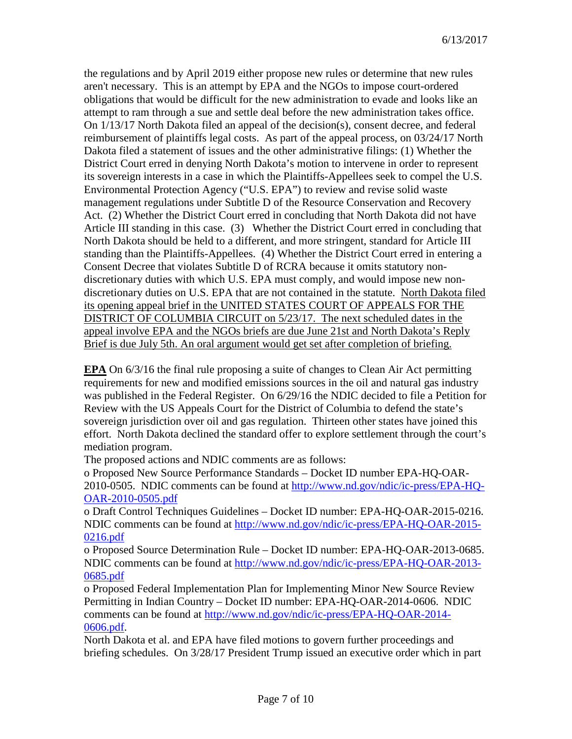the regulations and by April 2019 either propose new rules or determine that new rules aren't necessary. This is an attempt by EPA and the NGOs to impose court-ordered obligations that would be difficult for the new administration to evade and looks like an attempt to ram through a sue and settle deal before the new administration takes office. On 1/13/17 North Dakota filed an appeal of the decision(s), consent decree, and federal reimbursement of plaintiffs legal costs. As part of the appeal process, on 03/24/17 North Dakota filed a statement of issues and the other administrative filings: (1) Whether the District Court erred in denying North Dakota's motion to intervene in order to represent its sovereign interests in a case in which the Plaintiffs-Appellees seek to compel the U.S. Environmental Protection Agency ("U.S. EPA") to review and revise solid waste management regulations under Subtitle D of the Resource Conservation and Recovery Act. (2) Whether the District Court erred in concluding that North Dakota did not have Article III standing in this case. (3) Whether the District Court erred in concluding that North Dakota should be held to a different, and more stringent, standard for Article III standing than the Plaintiffs-Appellees. (4) Whether the District Court erred in entering a Consent Decree that violates Subtitle D of RCRA because it omits statutory non-discretionary duties with which U.S. EPA must comply, and would impose new non-discretionary duties on U.S. EPA that are not contained in the statute. North Dakota filed its opening appeal brief in the UNITED STATES COURT OF APPEALS FOR THE DISTRICT OF COLUMBIA CIRCUIT on 5/23/17. The next scheduled dates in the appeal involve EPA and the NGOs briefs are due June 21st and North Dakota's Reply Brief is due July 5th. An oral argument would get set after completion of briefing.

**EPA** On 6/3/16 the final rule proposing a suite of changes to Clean Air Act permitting requirements for new and modified emissions sources in the oil and natural gas industry was published in the Federal Register. On 6/29/16 the NDIC decided to file a Petition for Review with the US Appeals Court for the District of Columbia to defend the state's sovereign jurisdiction over oil and gas regulation. Thirteen other states have joined this effort. North Dakota declined the standard offer to explore settlement through the court's mediation program.

The proposed actions and NDIC comments are as follows:

o Proposed New Source Performance Standards – Docket ID number EPA-HQ-OAR-2010-0505. NDIC comments can be found at http://www.nd.gov/ndic/ic-press/EPA-HQ-OAR-2010-0505.pdf

o Draft Control Techniques Guidelines – Docket ID number: EPA-HQ-OAR-2015-0216. NDIC comments can be found at http://www.nd.gov/ndic/ic-press/EPA-HQ-OAR-2015-0216.pdf

o Proposed Source Determination Rule – Docket ID number: EPA-HQ-OAR-2013-0685. NDIC comments can be found at http://www.nd.gov/ndic/ic-press/EPA-HQ-OAR-2013-0685.pdf

o Proposed Federal Implementation Plan for Implementing Minor New Source Review Permitting in Indian Country – Docket ID number: EPA-HQ-OAR-2014-0606. NDIC comments can be found at http://www.nd.gov/ndic/ic-press/EPA-HQ-OAR-2014-0606.pdf.

North Dakota et al. and EPA have filed motions to govern further proceedings and briefing schedules. On 3/28/17 President Trump issued an executive order which in part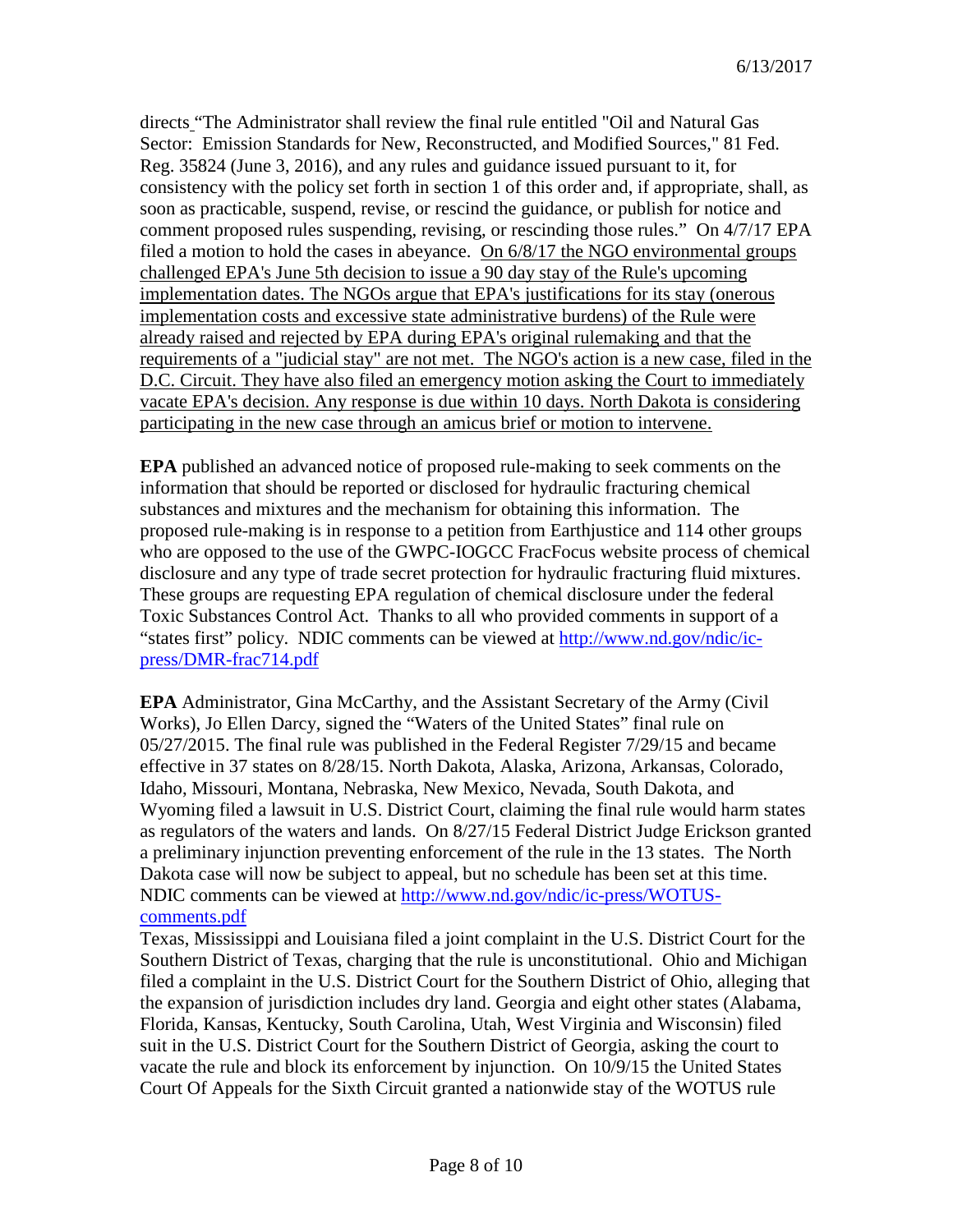directs "The Administrator shall review the final rule entitled "Oil and Natural Gas Sector: Emission Standards for New, Reconstructed, and Modified Sources," 81 Fed. Reg. 35824 (June 3, 2016), and any rules and guidance issued pursuant to it, for consistency with the policy set forth in section 1 of this order and, if appropriate, shall, as soon as practicable, suspend, revise, or rescind the guidance, or publish for notice and comment proposed rules suspending, revising, or rescinding those rules." On 4/7/17 EPA filed a motion to hold the cases in abeyance. <u>On 6/8/17 the NGO environmental groups challenged EPA's June 5th decision to issue a 90 day stay of the Rule's upcoming implementation dates. The NGOs argue that EPA's justifications for its stay (onerous implementation costs and excessive state administrative burdens) of the Rule were already raised and rejected by EPA during EPA's original rulemaking and that the requirements of a "judicial stay" are not met. The NGO's action is a new case, filed in the D.C. Circuit. They have also filed an emergency motion asking the Court to immediately vacate EPA's decision. Any response is due within 10 days. North Dakota is considering participating in the new case through an amicus brief or motion to intervene.</u>

**EPA** published an advanced notice of proposed rule-making to seek comments on the information that should be reported or disclosed for hydraulic fracturing chemical substances and mixtures and the mechanism for obtaining this information. The proposed rule-making is in response to a petition from Earthjustice and 114 other groups who are opposed to the use of the GWPC-IOGCC FracFocus website process of chemical disclosure and any type of trade secret protection for hydraulic fracturing fluid mixtures. These groups are requesting EPA regulation of chemical disclosure under the federal Toxic Substances Control Act. Thanks to all who provided comments in support of a "states first" policy. NDIC comments can be viewed at [http://www.nd.gov/ndic/ic-press/DMR-frac714.pdf](http://www.nd.gov/ndic/ic-press/DMR-frac714.pdf)

**EPA** Administrator, Gina McCarthy, and the Assistant Secretary of the Army (Civil Works), Jo Ellen Darcy, signed the "Waters of the United States" final rule on 05/27/2015. The final rule was published in the Federal Register 7/29/15 and became effective in 37 states on 8/28/15. North Dakota, Alaska, Arizona, Arkansas, Colorado, Idaho, Missouri, Montana, Nebraska, New Mexico, Nevada, South Dakota, and Wyoming filed a lawsuit in U.S. District Court, claiming the final rule would harm states as regulators of the waters and lands. On 8/27/15 Federal District Judge Erickson granted a preliminary injunction preventing enforcement of the rule in the 13 states. The North Dakota case will now be subject to appeal, but no schedule has been set at this time. NDIC comments can be viewed at [http://www.nd.gov/ndic/ic-press/WOTUS-comments.pdf](http://www.nd.gov/ndic/ic-press/WOTUS-comments.pdf)

Texas, Mississippi and Louisiana filed a joint complaint in the U.S. District Court for the Southern District of Texas, charging that the rule is unconstitutional. Ohio and Michigan filed a complaint in the U.S. District Court for the Southern District of Ohio, alleging that the expansion of jurisdiction includes dry land. Georgia and eight other states (Alabama, Florida, Kansas, Kentucky, South Carolina, Utah, West Virginia and Wisconsin) filed suit in the U.S. District Court for the Southern District of Georgia, asking the court to vacate the rule and block its enforcement by injunction. On 10/9/15 the United States Court Of Appeals for the Sixth Circuit granted a nationwide stay of the WOTUS rule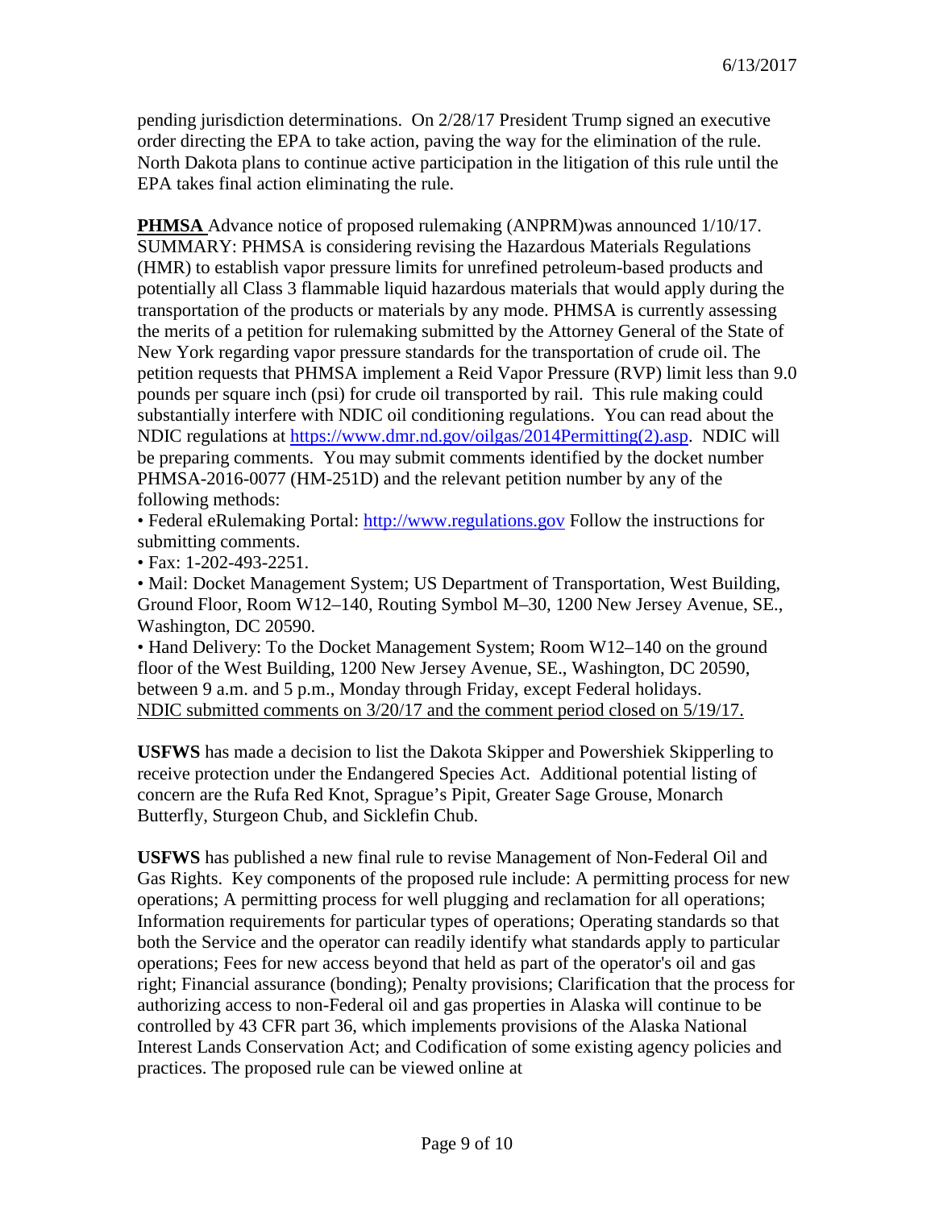pending jurisdiction determinations. On 2/28/17 President Trump signed an executive order directing the EPA to take action, paving the way for the elimination of the rule. North Dakota plans to continue active participation in the litigation of this rule until the EPA takes final action eliminating the rule.

**PHMSA** Advance notice of proposed rulemaking (ANPRM)was announced 1/10/17. SUMMARY: PHMSA is considering revising the Hazardous Materials Regulations (HMR) to establish vapor pressure limits for unrefined petroleum-based products and potentially all Class 3 flammable liquid hazardous materials that would apply during the transportation of the products or materials by any mode. PHMSA is currently assessing the merits of a petition for rulemaking submitted by the Attorney General of the State of New York regarding vapor pressure standards for the transportation of crude oil. The petition requests that PHMSA implement a Reid Vapor Pressure (RVP) limit less than 9.0 pounds per square inch (psi) for crude oil transported by rail. This rule making could substantially interfere with NDIC oil conditioning regulations. You can read about the NDIC regulations at https://www.dmr.nd.gov/oilgas/2014Permitting(2).asp. NDIC will be preparing comments. You may submit comments identified by the docket number PHMSA-2016-0077 (HM-251D) and the relevant petition number by any of the following methods:

- Federal eRulemaking Portal: http://www.regulations.gov Follow the instructions for submitting comments.
- Fax: 1-202-493-2251.
- Mail: Docket Management System; US Department of Transportation, West Building, Ground Floor, Room W12–140, Routing Symbol M–30, 1200 New Jersey Avenue, SE., Washington, DC 20590.
- Hand Delivery: To the Docket Management System; Room W12–140 on the ground floor of the West Building, 1200 New Jersey Avenue, SE., Washington, DC 20590, between 9 a.m. and 5 p.m., Monday through Friday, except Federal holidays.

NDIC submitted comments on 3/20/17 and the comment period closed on 5/19/17.

**USFWS** has made a decision to list the Dakota Skipper and Powershiek Skipperling to receive protection under the Endangered Species Act. Additional potential listing of concern are the Rufa Red Knot, Sprague's Pipit, Greater Sage Grouse, Monarch Butterfly, Sturgeon Chub, and Sicklefin Chub.

**USFWS** has published a new final rule to revise Management of Non-Federal Oil and Gas Rights. Key components of the proposed rule include: A permitting process for new operations; A permitting process for well plugging and reclamation for all operations; Information requirements for particular types of operations; Operating standards so that both the Service and the operator can readily identify what standards apply to particular operations; Fees for new access beyond that held as part of the operator's oil and gas right; Financial assurance (bonding); Penalty provisions; Clarification that the process for authorizing access to non-Federal oil and gas properties in Alaska will continue to be controlled by 43 CFR part 36, which implements provisions of the Alaska National Interest Lands Conservation Act; and Codification of some existing agency policies and practices. The proposed rule can be viewed online at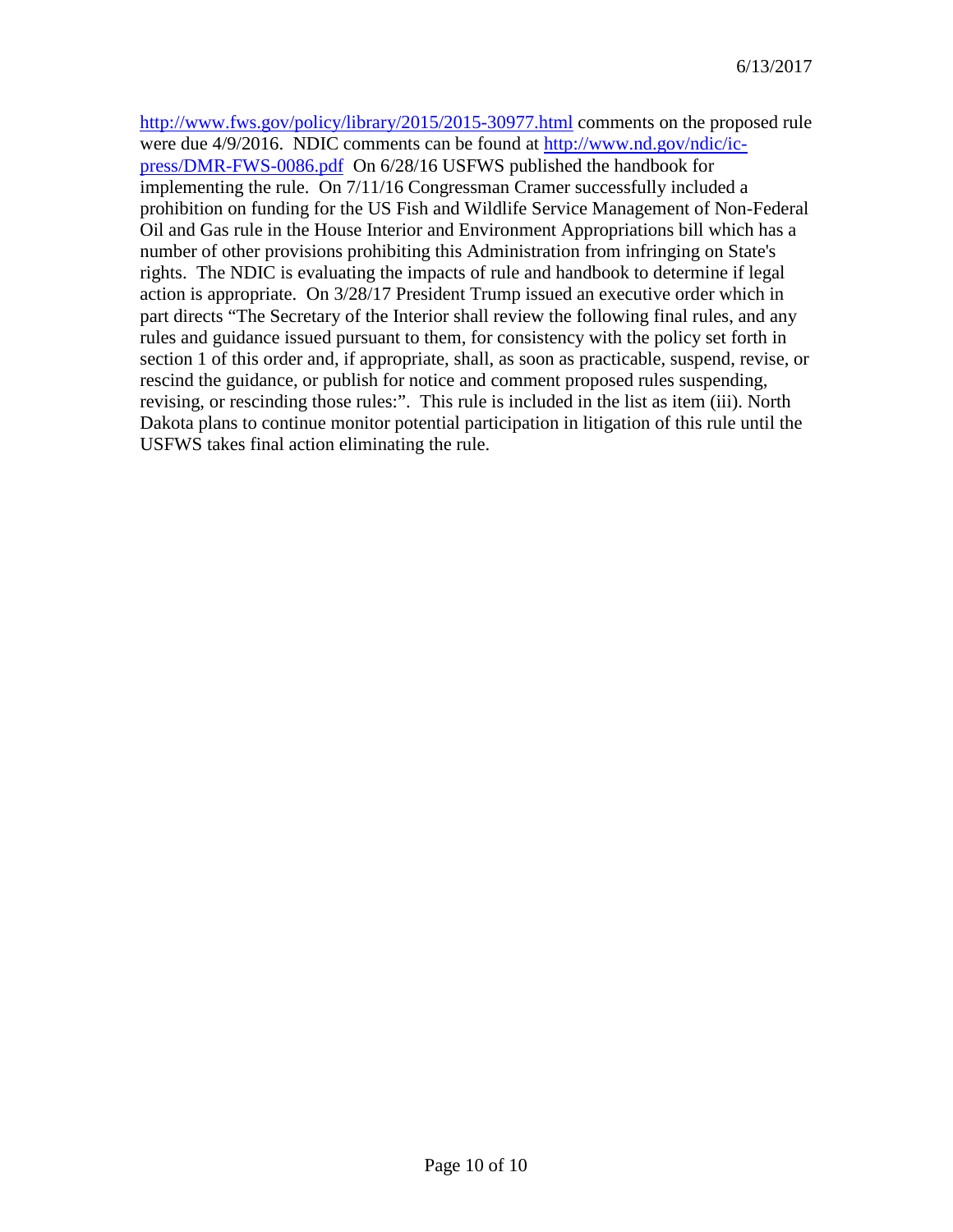http://www.fws.gov/policy/library/2015/2015-30977.html comments on the proposed rule were due 4/9/2016. NDIC comments can be found at http://www.nd.gov/ndic/ic-press/DMR-FWS-0086.pdf On 6/28/16 USFWS published the handbook for implementing the rule. On 7/11/16 Congressman Cramer successfully included a prohibition on funding for the US Fish and Wildlife Service Management of Non-Federal Oil and Gas rule in the House Interior and Environment Appropriations bill which has a number of other provisions prohibiting this Administration from infringing on State's rights. The NDIC is evaluating the impacts of rule and handbook to determine if legal action is appropriate. On 3/28/17 President Trump issued an executive order which in part directs "The Secretary of the Interior shall review the following final rules, and any rules and guidance issued pursuant to them, for consistency with the policy set forth in section 1 of this order and, if appropriate, shall, as soon as practicable, suspend, revise, or rescind the guidance, or publish for notice and comment proposed rules suspending, revising, or rescinding those rules:". This rule is included in the list as item (iii). North Dakota plans to continue monitor potential participation in litigation of this rule until the USFWS takes final action eliminating the rule.